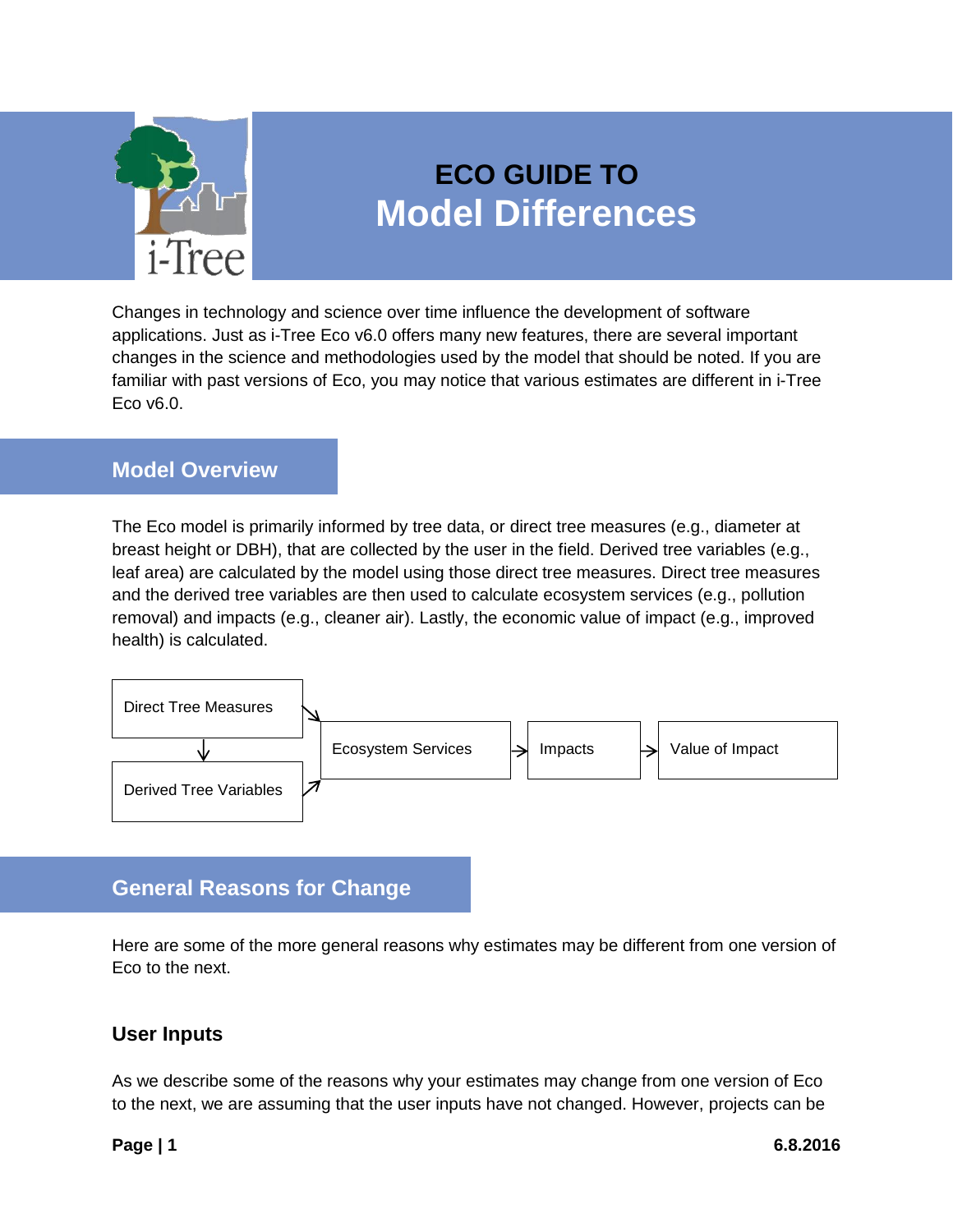# ECO GUIDE TO Model Differences

Changes in technology and science over time influence the development of software applications. Just as i-Tree Eco v6.0 offers many new features, there are several important changes in the science and methodologies used by the model that should be noted. If you are familiar with past versions of Eco, you may notice that various estimates are different in i-Tree Eco v6.0.

## Model Overview

The Eco model is primarily informed by tree data, or direct tree measures (e.g., diameter at breast height or DBH), that are collected by the user in the field. Derived tree variables (e.g., leaf area) are calculated by the model using those direct tree measures. Direct tree measures and the derived tree variables are then used to calculate ecosystem services (e.g., pollution removal) and impacts (e.g., cleaner air). Lastly, the economic value of impact (e.g., improved health) is calculated.

Direct Tree Measures → Derived Tree Variables

Direct Tree Measures / Derived Tree Variables → Ecosystem Services → Impacts → Value of Impact

## General Reasons for Change

Here are some of the more general reasons why estimates may be different from one version of Eco to the next.

### User Inputs

As we describe some of the reasons why your estimates may change from one version of Eco to the next, we are assuming that the user inputs have not changed. However, projects can be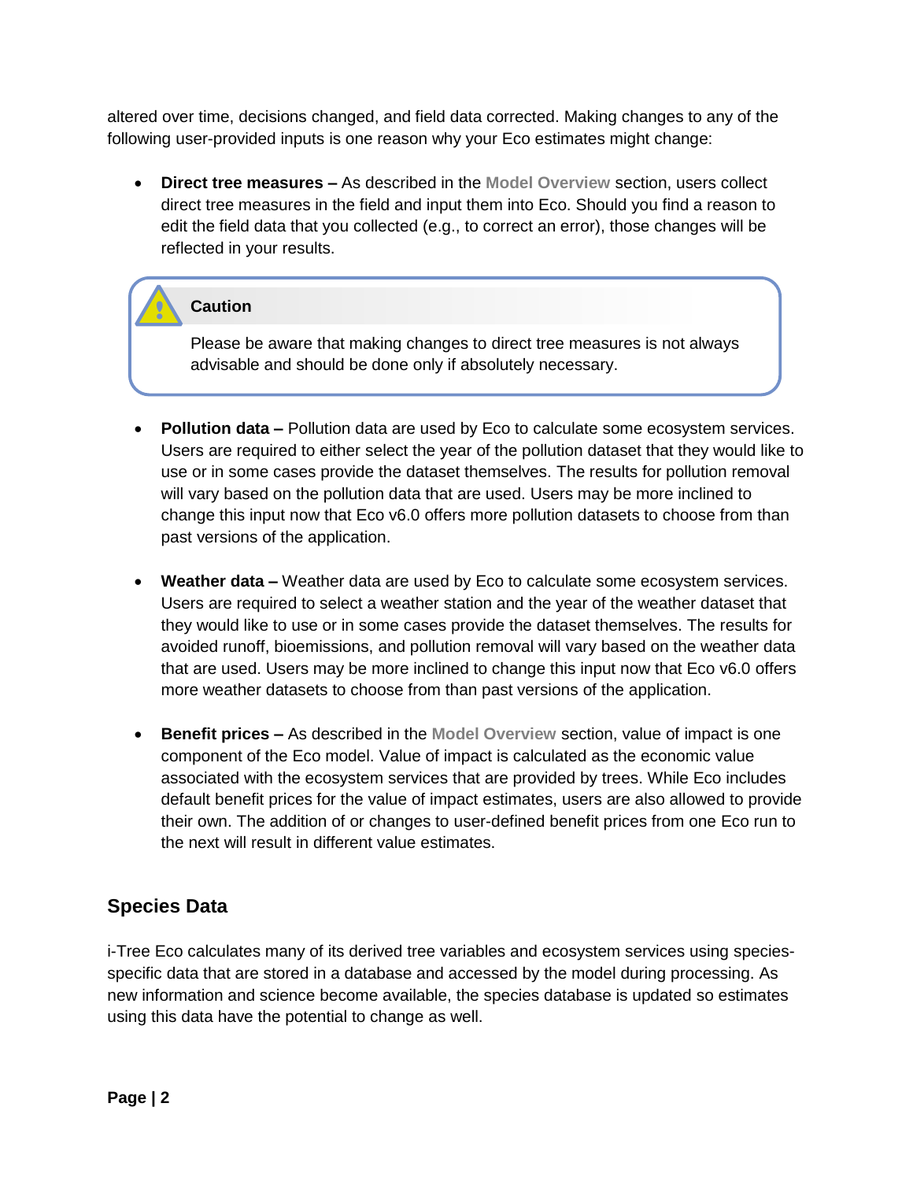altered over time, decisions changed, and field data corrected. Making changes to any of the following user-provided inputs is one reason why your Eco estimates might change:

- **Direct tree measures –** As described in the Model Overview section, users collect direct tree measures in the field and input them into Eco. Should you find a reason to edit the field data that you collected (e.g., to correct an error), those changes will be reflected in your results.

> **Caution**
>
> Please be aware that making changes to direct tree measures is not always advisable and should be done only if absolutely necessary.

- **Pollution data –** Pollution data are used by Eco to calculate some ecosystem services. Users are required to either select the year of the pollution dataset that they would like to use or in some cases provide the dataset themselves. The results for pollution removal will vary based on the pollution data that are used. Users may be more inclined to change this input now that Eco v6.0 offers more pollution datasets to choose from than past versions of the application.

- **Weather data –** Weather data are used by Eco to calculate some ecosystem services. Users are required to select a weather station and the year of the weather dataset that they would like to use or in some cases provide the dataset themselves. The results for avoided runoff, bioemissions, and pollution removal will vary based on the weather data that are used. Users may be more inclined to change this input now that Eco v6.0 offers more weather datasets to choose from than past versions of the application.

- **Benefit prices –** As described in the Model Overview section, value of impact is one component of the Eco model. Value of impact is calculated as the economic value associated with the ecosystem services that are provided by trees. While Eco includes default benefit prices for the value of impact estimates, users are also allowed to provide their own. The addition of or changes to user-defined benefit prices from one Eco run to the next will result in different value estimates.

## Species Data

i-Tree Eco calculates many of its derived tree variables and ecosystem services using species-specific data that are stored in a database and accessed by the model during processing. As new information and science become available, the species database is updated so estimates using this data have the potential to change as well.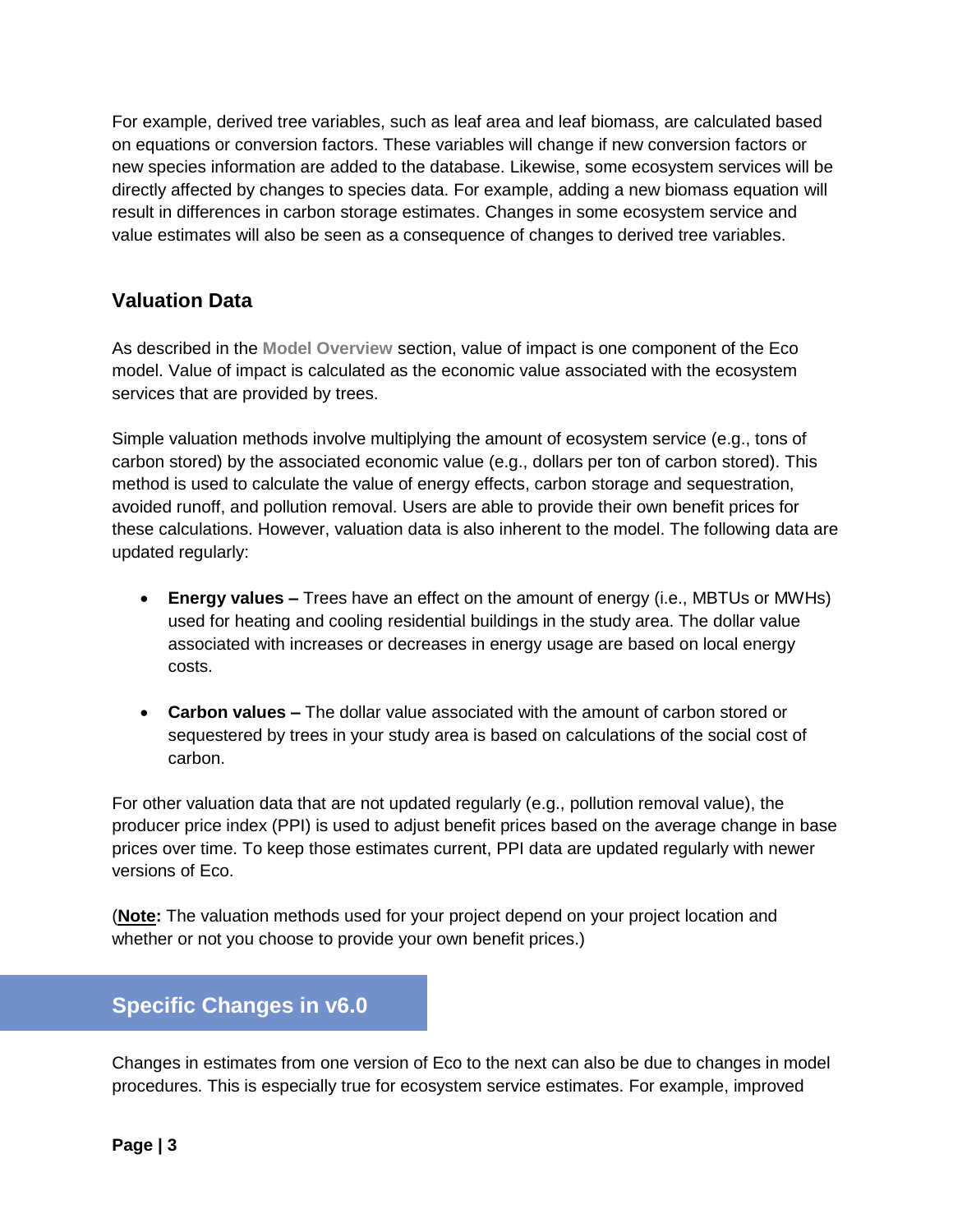For example, derived tree variables, such as leaf area and leaf biomass, are calculated based on equations or conversion factors. These variables will change if new conversion factors or new species information are added to the database. Likewise, some ecosystem services will be directly affected by changes to species data. For example, adding a new biomass equation will result in differences in carbon storage estimates. Changes in some ecosystem service and value estimates will also be seen as a consequence of changes to derived tree variables.

### Valuation Data

As described in the **Model Overview** section, value of impact is one component of the Eco model. Value of impact is calculated as the economic value associated with the ecosystem services that are provided by trees.

Simple valuation methods involve multiplying the amount of ecosystem service (e.g., tons of carbon stored) by the associated economic value (e.g., dollars per ton of carbon stored). This method is used to calculate the value of energy effects, carbon storage and sequestration, avoided runoff, and pollution removal. Users are able to provide their own benefit prices for these calculations. However, valuation data is also inherent to the model. The following data are updated regularly:

- **Energy values –** Trees have an effect on the amount of energy (i.e., MBTUs or MWHs) used for heating and cooling residential buildings in the study area. The dollar value associated with increases or decreases in energy usage are based on local energy costs.
- **Carbon values –** The dollar value associated with the amount of carbon stored or sequestered by trees in your study area is based on calculations of the social cost of carbon.

For other valuation data that are not updated regularly (e.g., pollution removal value), the producer price index (PPI) is used to adjust benefit prices based on the average change in base prices over time. To keep those estimates current, PPI data are updated regularly with newer versions of Eco.

(**Note:** The valuation methods used for your project depend on your project location and whether or not you choose to provide your own benefit prices.)

## Specific Changes in v6.0

Changes in estimates from one version of Eco to the next can also be due to changes in model procedures. This is especially true for ecosystem service estimates. For example, improved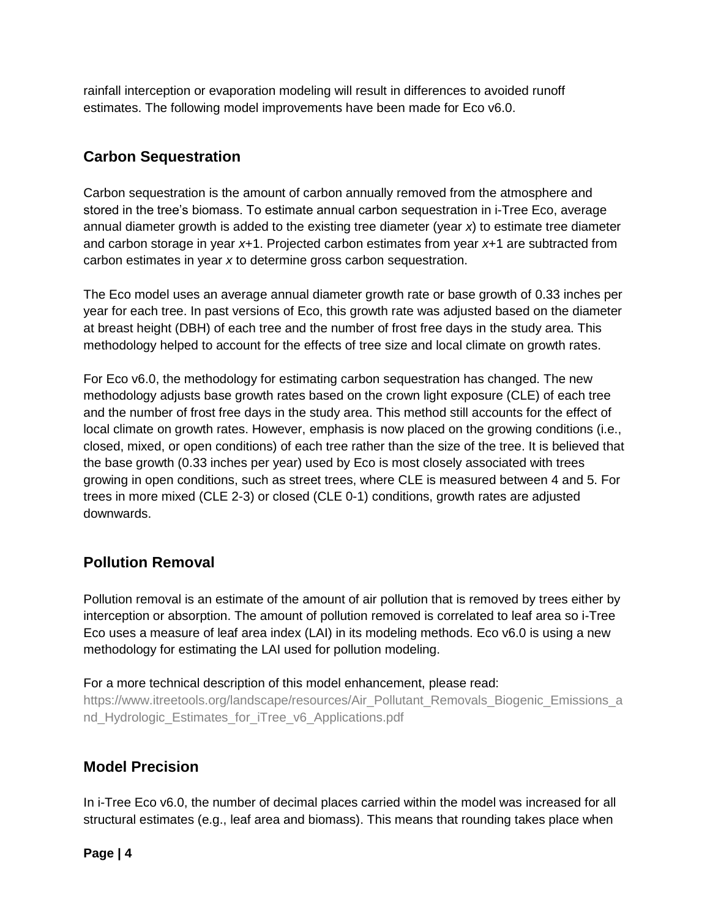rainfall interception or evaporation modeling will result in differences to avoided runoff estimates. The following model improvements have been made for Eco v6.0.

## Carbon Sequestration

Carbon sequestration is the amount of carbon annually removed from the atmosphere and stored in the tree's biomass. To estimate annual carbon sequestration in i-Tree Eco, average annual diameter growth is added to the existing tree diameter (year *x*) to estimate tree diameter and carbon storage in year *x*+1. Projected carbon estimates from year *x*+1 are subtracted from carbon estimates in year *x* to determine gross carbon sequestration.

The Eco model uses an average annual diameter growth rate or base growth of 0.33 inches per year for each tree. In past versions of Eco, this growth rate was adjusted based on the diameter at breast height (DBH) of each tree and the number of frost free days in the study area. This methodology helped to account for the effects of tree size and local climate on growth rates.

For Eco v6.0, the methodology for estimating carbon sequestration has changed. The new methodology adjusts base growth rates based on the crown light exposure (CLE) of each tree and the number of frost free days in the study area. This method still accounts for the effect of local climate on growth rates. However, emphasis is now placed on the growing conditions (i.e., closed, mixed, or open conditions) of each tree rather than the size of the tree. It is believed that the base growth (0.33 inches per year) used by Eco is most closely associated with trees growing in open conditions, such as street trees, where CLE is measured between 4 and 5. For trees in more mixed (CLE 2-3) or closed (CLE 0-1) conditions, growth rates are adjusted downwards.

## Pollution Removal

Pollution removal is an estimate of the amount of air pollution that is removed by trees either by interception or absorption. The amount of pollution removed is correlated to leaf area so i-Tree Eco uses a measure of leaf area index (LAI) in its modeling methods. Eco v6.0 is using a new methodology for estimating the LAI used for pollution modeling.

For a more technical description of this model enhancement, please read:
https://www.itreetools.org/landscape/resources/Air_Pollutant_Removals_Biogenic_Emissions_and_Hydrologic_Estimates_for_iTree_v6_Applications.pdf

## Model Precision

In i-Tree Eco v6.0, the number of decimal places carried within the model was increased for all structural estimates (e.g., leaf area and biomass). This means that rounding takes place when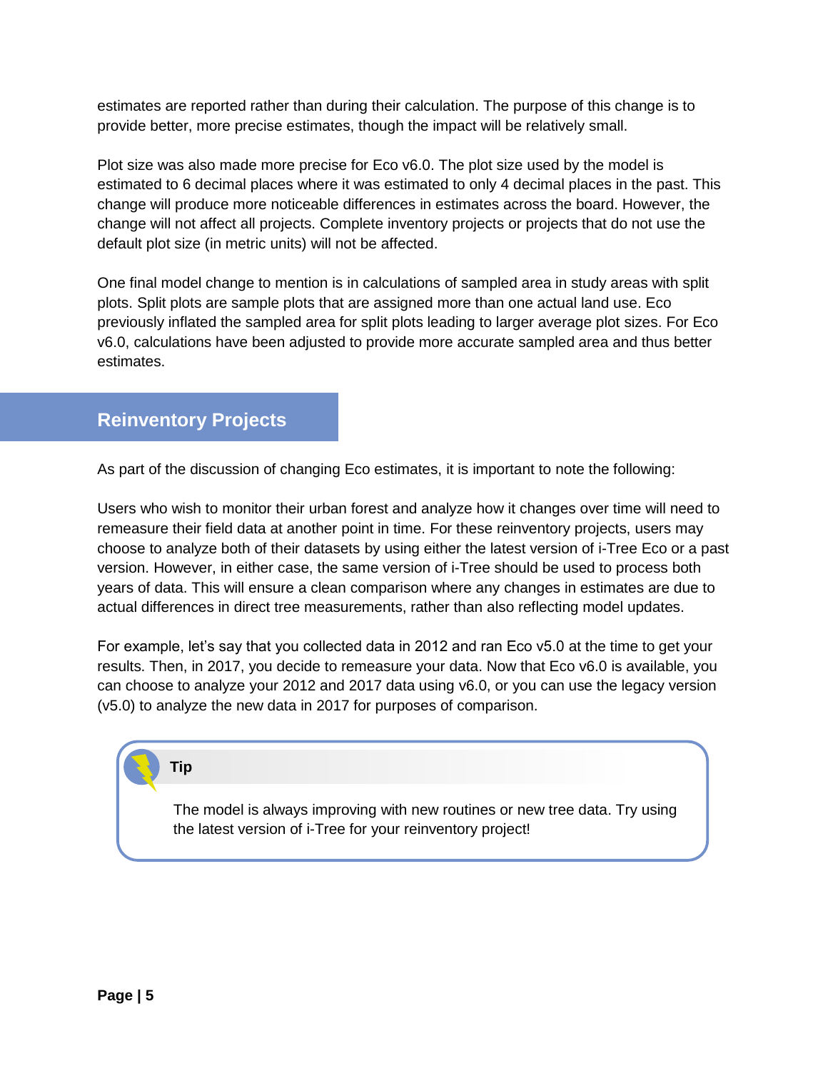estimates are reported rather than during their calculation. The purpose of this change is to provide better, more precise estimates, though the impact will be relatively small.

Plot size was also made more precise for Eco v6.0. The plot size used by the model is estimated to 6 decimal places where it was estimated to only 4 decimal places in the past. This change will produce more noticeable differences in estimates across the board. However, the change will not affect all projects. Complete inventory projects or projects that do not use the default plot size (in metric units) will not be affected.

One final model change to mention is in calculations of sampled area in study areas with split plots. Split plots are sample plots that are assigned more than one actual land use. Eco previously inflated the sampled area for split plots leading to larger average plot sizes. For Eco v6.0, calculations have been adjusted to provide more accurate sampled area and thus better estimates.

## Reinventory Projects

As part of the discussion of changing Eco estimates, it is important to note the following:

Users who wish to monitor their urban forest and analyze how it changes over time will need to remeasure their field data at another point in time. For these reinventory projects, users may choose to analyze both of their datasets by using either the latest version of i-Tree Eco or a past version. However, in either case, the same version of i-Tree should be used to process both years of data. This will ensure a clean comparison where any changes in estimates are due to actual differences in direct tree measurements, rather than also reflecting model updates.

For example, let's say that you collected data in 2012 and ran Eco v5.0 at the time to get your results. Then, in 2017, you decide to remeasure your data. Now that Eco v6.0 is available, you can choose to analyze your 2012 and 2017 data using v6.0, or you can use the legacy version (v5.0) to analyze the new data in 2017 for purposes of comparison.

> **Tip**
>
> The model is always improving with new routines or new tree data. Try using the latest version of i-Tree for your reinventory project!